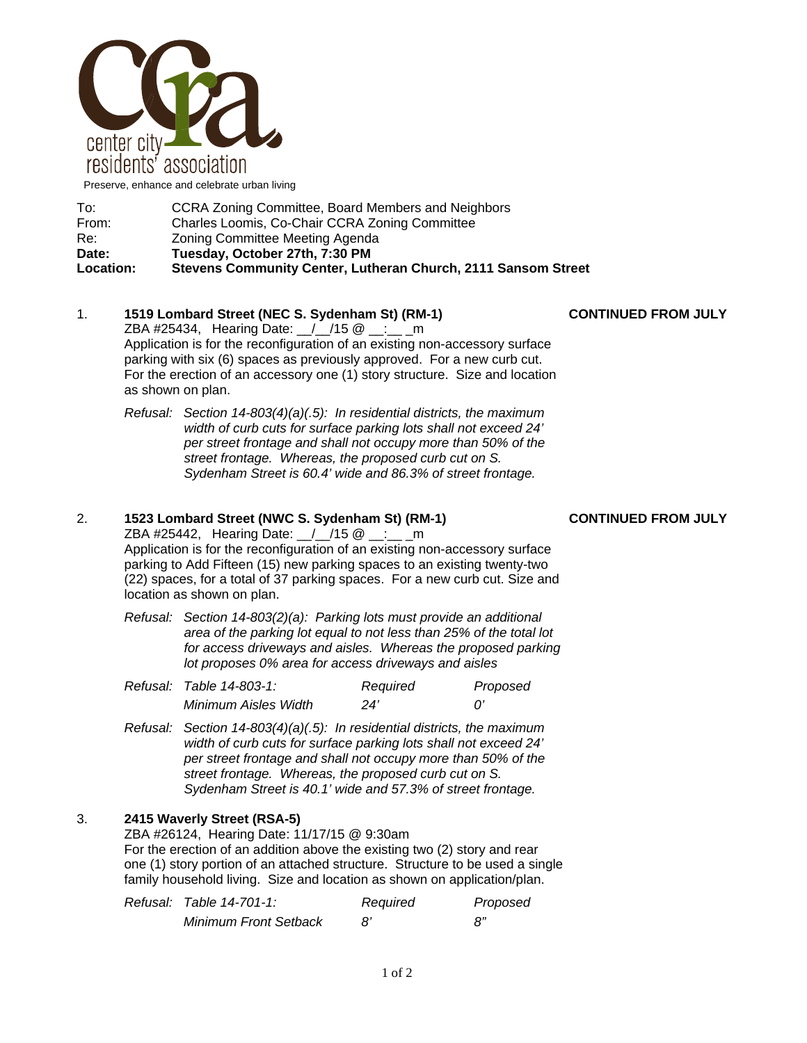center city residents' association

Preserve, enhance and celebrate urban living

To: CCRA Zoning Committee, Board Members and Neighbors
From: Charles Loomis, Co-Chair CCRA Zoning Committee
Re: Zoning Committee Meeting Agenda
**Date: Tuesday, October 27th, 7:30 PM**
**Location: Stevens Community Center, Lutheran Church, 2111 Sansom Street**

1. **1519 Lombard Street (NEC S. Sydenham St) (RM-1)** **CONTINUED FROM JULY**

   ZBA #25434, Hearing Date: __/__/15 @ __:__ _m

   Application is for the reconfiguration of an existing non-accessory surface parking with six (6) spaces as previously approved. For a new curb cut. For the erection of an accessory one (1) story structure. Size and location as shown on plan.

   *Refusal: Section 14-803(4)(a)(.5): In residential districts, the maximum width of curb cuts for surface parking lots shall not exceed 24' per street frontage and shall not occupy more than 50% of the street frontage. Whereas, the proposed curb cut on S. Sydenham Street is 60.4' wide and 86.3% of street frontage.*

2. **1523 Lombard Street (NWC S. Sydenham St) (RM-1)** **CONTINUED FROM JULY**

   ZBA #25442, Hearing Date: __/__/15 @ __:__ _m

   Application is for the reconfiguration of an existing non-accessory surface parking to Add Fifteen (15) new parking spaces to an existing twenty-two (22) spaces, for a total of 37 parking spaces. For a new curb cut. Size and location as shown on plan.

   *Refusal: Section 14-803(2)(a): Parking lots must provide an additional area of the parking lot equal to not less than 25% of the total lot for access driveways and aisles. Whereas the proposed parking lot proposes 0% area for access driveways and aisles*

   | *Refusal: Table 14-803-1:* | *Required* | *Proposed* |
   |---|---|---|
   | *Minimum Aisles Width* | *24'* | *0'* |

   *Refusal: Section 14-803(4)(a)(.5): In residential districts, the maximum width of curb cuts for surface parking lots shall not exceed 24' per street frontage and shall not occupy more than 50% of the street frontage. Whereas, the proposed curb cut on S. Sydenham Street is 40.1' wide and 57.3% of street frontage.*

3. **2415 Waverly Street (RSA-5)**

   ZBA #26124, Hearing Date: 11/17/15 @ 9:30am

   For the erection of an addition above the existing two (2) story and rear one (1) story portion of an attached structure. Structure to be used a single family household living. Size and location as shown on application/plan.

   | *Refusal: Table 14-701-1:* | *Required* | *Proposed* |
   |---|---|---|
   | *Minimum Front Setback* | *8'* | *8"* |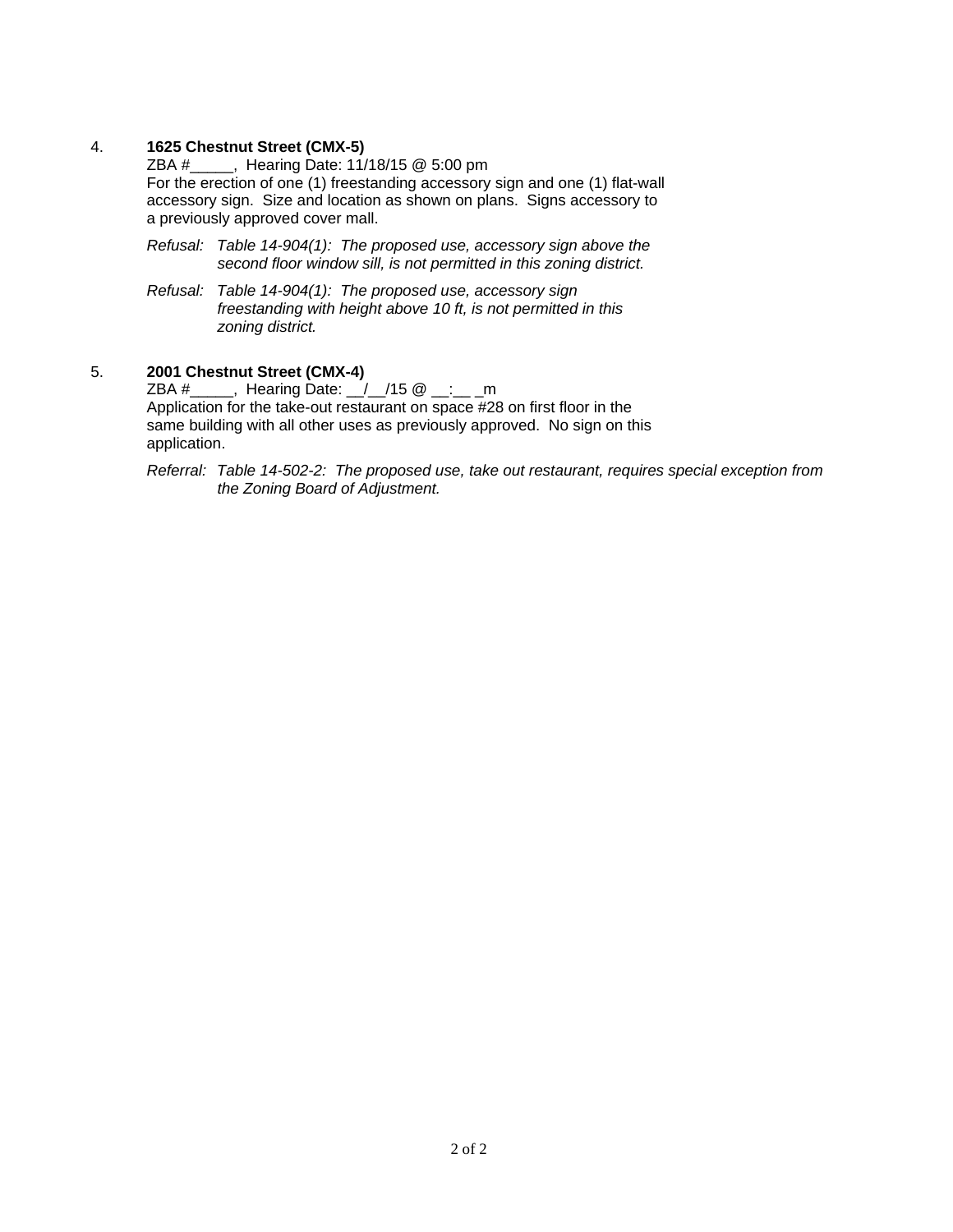4. **1625 Chestnut Street (CMX-5)**
   ZBA #_____, Hearing Date: 11/18/15 @ 5:00 pm
   For the erection of one (1) freestanding accessory sign and one (1) flat-wall accessory sign. Size and location as shown on plans. Signs accessory to a previously approved cover mall.

   *Refusal: Table 14-904(1): The proposed use, accessory sign above the second floor window sill, is not permitted in this zoning district.*

   *Refusal: Table 14-904(1): The proposed use, accessory sign freestanding with height above 10 ft, is not permitted in this zoning district.*

5. **2001 Chestnut Street (CMX-4)**
   ZBA #_____, Hearing Date: __/__/15 @ __:__ _m
   Application for the take-out restaurant on space #28 on first floor in the same building with all other uses as previously approved. No sign on this application.

   *Referral: Table 14-502-2: The proposed use, take out restaurant, requires special exception from the Zoning Board of Adjustment.*